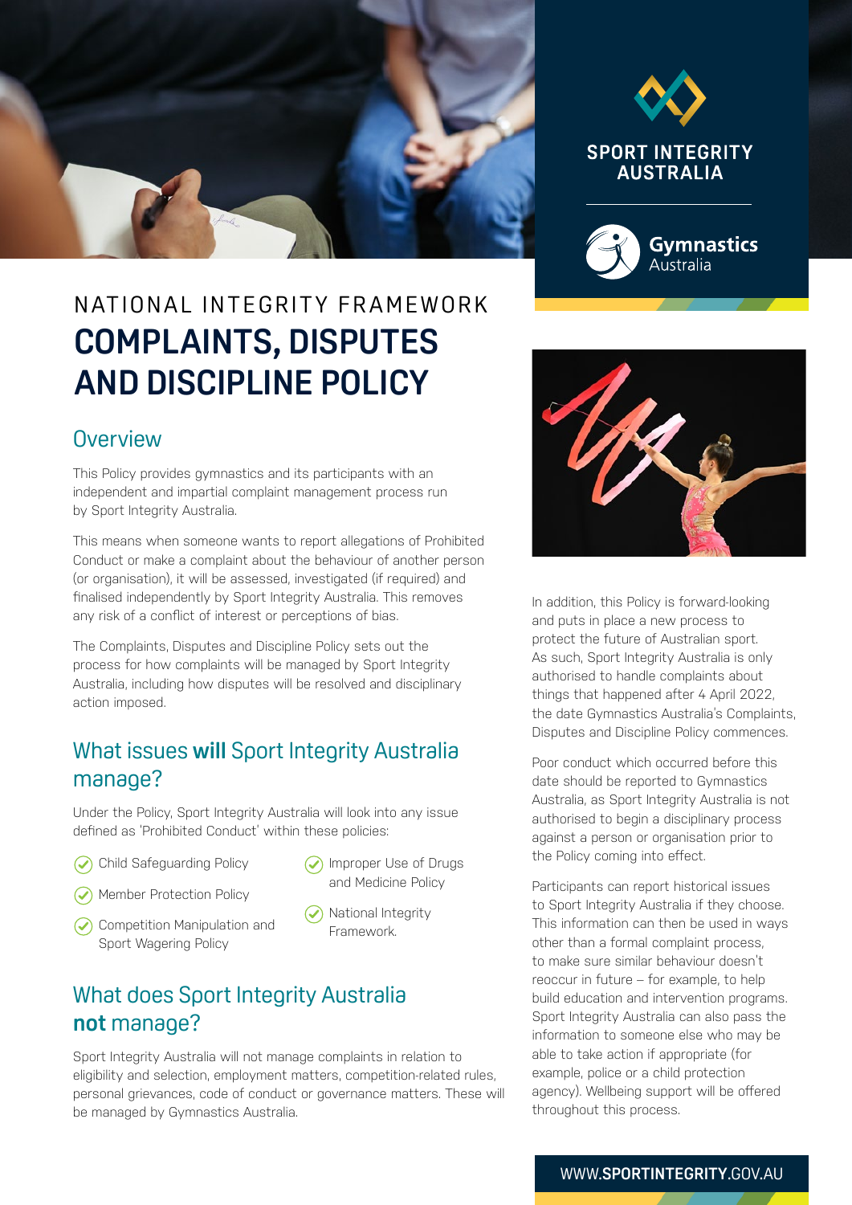SPORT INTEGRITY AUSTRALIA

Gymnastics Australia

NATIONAL INTEGRITY FRAMEWORK

# COMPLAINTS, DISPUTES AND DISCIPLINE POLICY

## Overview

This Policy provides gymnastics and its participants with an independent and impartial complaint management process run by Sport Integrity Australia.

This means when someone wants to report allegations of Prohibited Conduct or make a complaint about the behaviour of another person (or organisation), it will be assessed, investigated (if required) and finalised independently by Sport Integrity Australia. This removes any risk of a conflict of interest or perceptions of bias.

The Complaints, Disputes and Discipline Policy sets out the process for how complaints will be managed by Sport Integrity Australia, including how disputes will be resolved and disciplinary action imposed.

## What issues **will** Sport Integrity Australia manage?

Under the Policy, Sport Integrity Australia will look into any issue defined as 'Prohibited Conduct' within these policies:

- Child Safeguarding Policy
- Member Protection Policy
- Competition Manipulation and Sport Wagering Policy
- Improper Use of Drugs and Medicine Policy
- National Integrity Framework.

## What does Sport Integrity Australia **not** manage?

Sport Integrity Australia will not manage complaints in relation to eligibility and selection, employment matters, competition-related rules, personal grievances, code of conduct or governance matters. These will be managed by Gymnastics Australia.

In addition, this Policy is forward-looking and puts in place a new process to protect the future of Australian sport. As such, Sport Integrity Australia is only authorised to handle complaints about things that happened after 4 April 2022, the date Gymnastics Australia's Complaints, Disputes and Discipline Policy commences.

Poor conduct which occurred before this date should be reported to Gymnastics Australia, as Sport Integrity Australia is not authorised to begin a disciplinary process against a person or organisation prior to the Policy coming into effect.

Participants can report historical issues to Sport Integrity Australia if they choose. This information can then be used in ways other than a formal complaint process, to make sure similar behaviour doesn't reoccur in future – for example, to help build education and intervention programs. Sport Integrity Australia can also pass the information to someone else who may be able to take action if appropriate (for example, police or a child protection agency). Wellbeing support will be offered throughout this process.

WWW.**SPORTINTEGRITY**.GOV.AU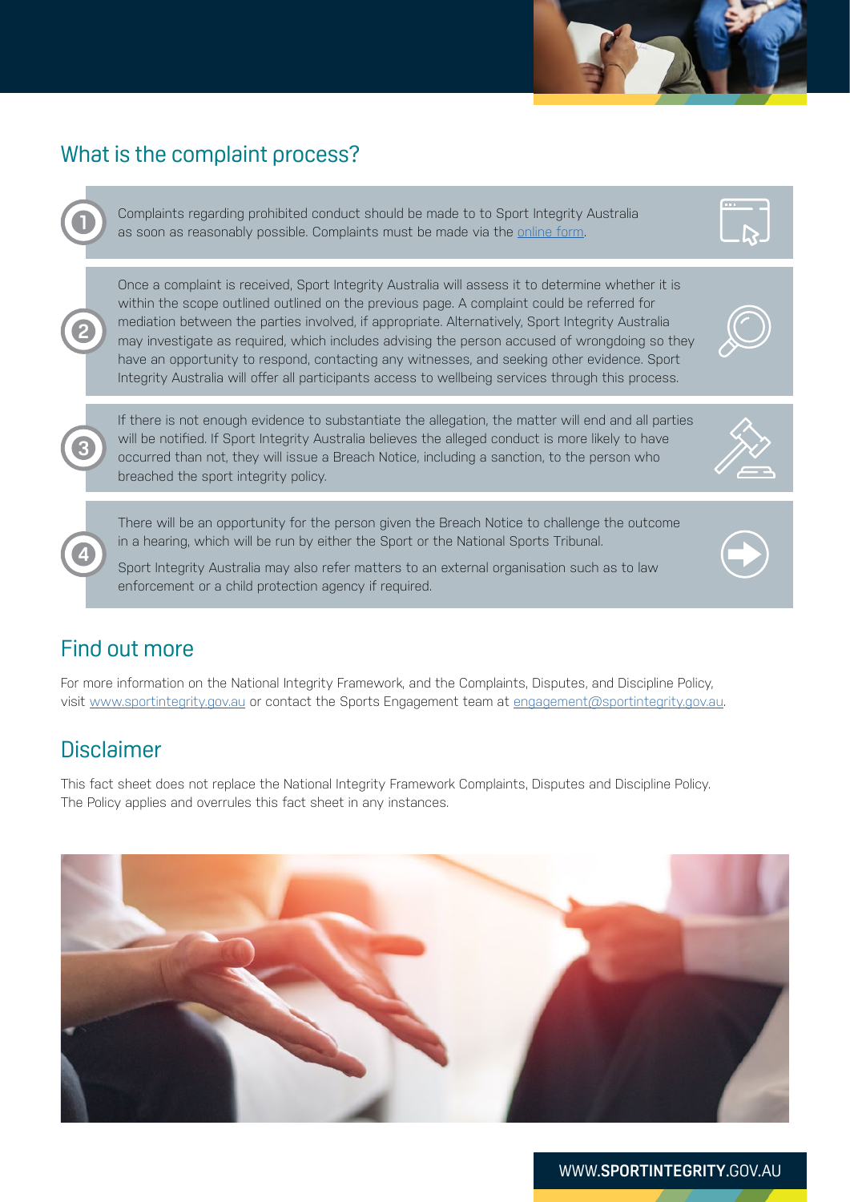## What is the complaint process?

1. Complaints regarding prohibited conduct should be made to to Sport Integrity Australia as soon as reasonably possible. Complaints must be made via the online form.

2. Once a complaint is received, Sport Integrity Australia will assess it to determine whether it is within the scope outlined outlined on the previous page. A complaint could be referred for mediation between the parties involved, if appropriate. Alternatively, Sport Integrity Australia may investigate as required, which includes advising the person accused of wrongdoing so they have an opportunity to respond, contacting any witnesses, and seeking other evidence. Sport Integrity Australia will offer all participants access to wellbeing services through this process.

3. If there is not enough evidence to substantiate the allegation, the matter will end and all parties will be notified. If Sport Integrity Australia believes the alleged conduct is more likely to have occurred than not, they will issue a Breach Notice, including a sanction, to the person who breached the sport integrity policy.

4. There will be an opportunity for the person given the Breach Notice to challenge the outcome in a hearing, which will be run by either the Sport or the National Sports Tribunal.

   Sport Integrity Australia may also refer matters to an external organisation such as to law enforcement or a child protection agency if required.

## Find out more

For more information on the National Integrity Framework, and the Complaints, Disputes, and Discipline Policy, visit www.sportintegrity.gov.au or contact the Sports Engagement team at engagement@sportintegrity.gov.au.

## Disclaimer

This fact sheet does not replace the National Integrity Framework Complaints, Disputes and Discipline Policy. The Policy applies and overrules this fact sheet in any instances.